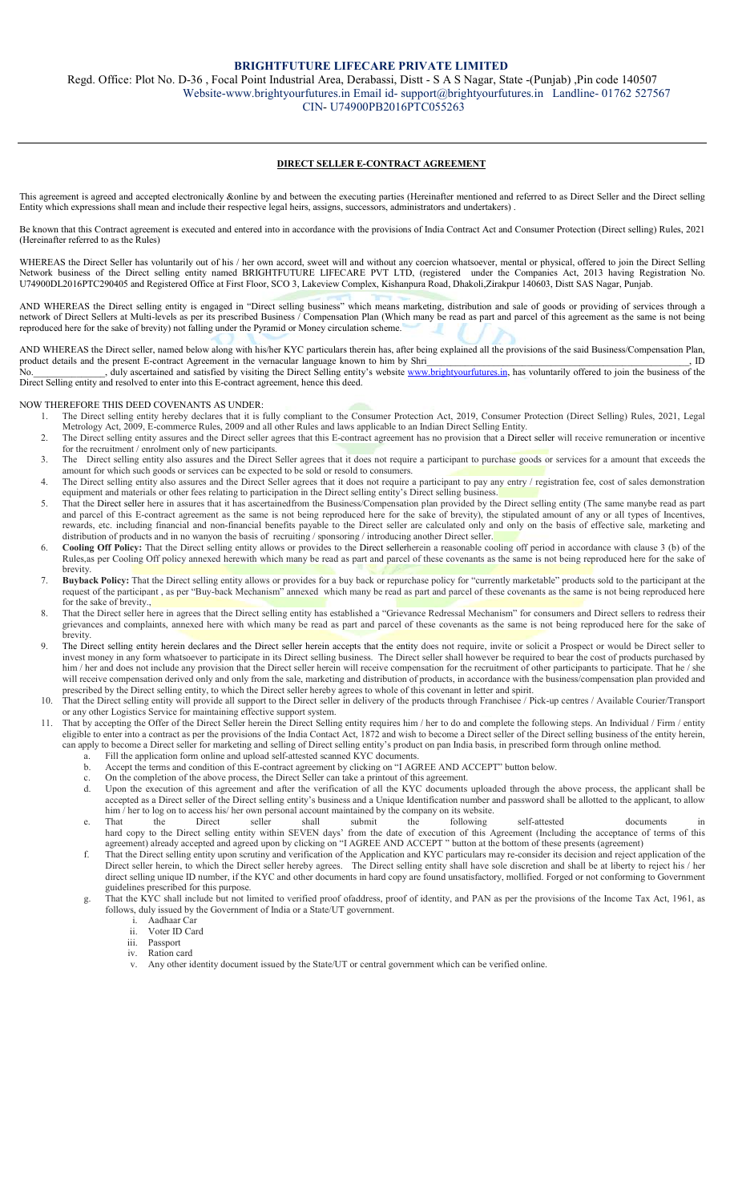# BRIGHTFUTURE LIFECARE PRIVATE LIMITED

Regd. Office: Plot No. D-36 , Focal Point Industrial Area, Derabassi, Distt - S A S Nagar, State -(Punjab) ,Pin code 140507
Website-www.brightyourfutures.in Email id- support@brightyourfutures.in Landline- 01762 527567
CIN- U74900PB2016PTC055263

---

## DIRECT SELLER E-CONTRACT AGREEMENT

This agreement is agreed and accepted electronically &online by and between the executing parties (Hereinafter mentioned and referred to as Direct Seller and the Direct selling Entity which expressions shall mean and include their respective legal heirs, assigns, successors, administrators and undertakers) .

Be known that this Contract agreement is executed and entered into in accordance with the provisions of India Contract Act and Consumer Protection (Direct selling) Rules, 2021 (Hereinafter referred to as the Rules)

WHEREAS the Direct Seller has voluntarily out of his / her own accord, sweet will and without any coercion whatsoever, mental or physical, offered to join the Direct Selling Network business of the Direct selling entity named BRIGHTFUTURE LIFECARE PVT LTD, (registered under the Companies Act, 2013 having Registration No. U74900DL2016PTC290405 and Registered Office at First Floor, SCO 3, Lakeview Complex, Kishanpura Road, Dhakoli,Zirakpur 140603, Distt SAS Nagar, Punjab.

AND WHEREAS the Direct selling entity is engaged in "Direct selling business" which means marketing, distribution and sale of goods or providing of services through a network of Direct Sellers at Multi-levels as per its prescribed Business / Compensation Plan (Which many be read as part and parcel of this agreement as the same is not being reproduced here for the sake of brevity) not falling under the Pyramid or Money circulation scheme.

AND WHEREAS the Direct seller, named below along with his/her KYC particulars therein has, after being explained all the provisions of the said Business/Compensation Plan, product details and the present E-contract Agreement in the vernacular language known to him by Shri_______________________________________________, ID No._______________, duly ascertained and satisfied by visiting the Direct Selling entity's website www.brightyourfutures.in, has voluntarily offered to join the business of the Direct Selling entity and resolved to enter into this E-contract agreement, hence this deed.

NOW THEREFORE THIS DEED COVENANTS AS UNDER:

1. The Direct selling entity hereby declares that it is fully compliant to the Consumer Protection Act, 2019, Consumer Protection (Direct Selling) Rules, 2021, Legal Metrology Act, 2009, E-commerce Rules, 2009 and all other Rules and laws applicable to an Indian Direct Selling Entity.
2. The Direct selling entity assures and the Direct seller agrees that this E-contract agreement has no provision that a Direct seller will receive remuneration or incentive for the recruitment / enrolment only of new participants.
3. The Direct selling entity also assures and the Direct Seller agrees that it does not require a participant to purchase goods or services for a amount that exceeds the amount for which such goods or services can be expected to be sold or resold to consumers.
4. The Direct selling entity also assures and the Direct Seller agrees that it does not require a participant to pay any entry / registration fee, cost of sales demonstration equipment and materials or other fees relating to participation in the Direct selling entity's Direct selling business.
5. That the Direct seller here in assures that it has ascertainedfrom the Business/Compensation plan provided by the Direct selling entity (The same manybe read as part and parcel of this E-contract agreement as the same is not being reproduced here for the sake of brevity), the stipulated amount of any or all types of Incentives, rewards, etc. including financial and non-financial benefits payable to the Direct seller are calculated only and only on the basis of effective sale, marketing and distribution of products and in no wanyon the basis of recruiting / sponsoring / introducing another Direct seller.
6. **Cooling Off Policy:** That the Direct selling entity allows or provides to the Direct sellerherein a reasonable cooling off period in accordance with clause 3 (b) of the Rules,as per Cooling Off policy annexed herewith which many be read as part and parcel of these covenants as the same is not being reproduced here for the sake of brevity.
7. **Buyback Policy:** That the Direct selling entity allows or provides for a buy back or repurchase policy for "currently marketable" products sold to the participant at the request of the participant , as per "Buy-back Mechanism" annexed which many be read as part and parcel of these covenants as the same is not being reproduced here for the sake of brevity.,
8. That the Direct seller here in agrees that the Direct selling entity has established a "Grievance Redressal Mechanism" for consumers and Direct sellers to redress their grievances and complaints, annexed here with which many be read as part and parcel of these covenants as the same is not being reproduced here for the sake of brevity.
9. The Direct selling entity herein declares and the Direct seller herein accepts that the entity does not require, invite or solicit a Prospect or would be Direct seller to invest money in any form whatsoever to participate in its Direct selling business. The Direct seller shall however be required to bear the cost of products purchased by him / her and does not include any provision that the Direct seller herein will receive compensation for the recruitment of other participants to participate. That he / she will receive compensation derived only and only from the sale, marketing and distribution of products, in accordance with the business/compensation plan provided and prescribed by the Direct selling entity, to which the Direct seller hereby agrees to whole of this covenant in letter and spirit.
10. That the Direct selling entity will provide all support to the Direct seller in delivery of the products through Franchisee / Pick-up centres / Available Courier/Transport or any other Logistics Service for maintaining effective support system.
11. That by accepting the Offer of the Direct Seller herein the Direct Selling entity requires him / her to do and complete the following steps. An Individual / Firm / entity eligible to enter into a contract as per the provisions of the India Contact Act, 1872 and wish to become a Direct seller of the Direct selling business of the entity herein, can apply to become a Direct seller for marketing and selling of Direct selling entity's product on pan India basis, in prescribed form through online method.
    a. Fill the application form online and upload self-attested scanned KYC documents.
    b. Accept the terms and condition of this E-contract agreement by clicking on "I AGREE AND ACCEPT" button below.
    c. On the completion of the above process, the Direct Seller can take a printout of this agreement.
    d. Upon the execution of this agreement and after the verification of all the KYC documents uploaded through the above process, the applicant shall be accepted as a Direct seller of the Direct selling entity's business and a Unique Identification number and password shall be allotted to the applicant, to allow him / her to log on to access his/ her own personal account maintained by the company on its website.
    e. That the Direct seller shall submit the following self-attested documents in hard copy to the Direct selling entity within SEVEN days' from the date of execution of this Agreement (Including the acceptance of terms of this agreement) already accepted and agreed upon by clicking on "I AGREE AND ACCEPT " button at the bottom of these presents (agreement)
    f. That the Direct selling entity upon scrutiny and verification of the Application and KYC particulars may re-consider its decision and reject application of the Direct seller herein, to which the Direct seller hereby agrees. The Direct selling entity shall have sole discretion and shall be at liberty to reject his / her direct selling unique ID number, if the KYC and other documents in hard copy are found unsatisfactory, mollified. Forged or not conforming to Government guidelines prescribed for this purpose.
    g. That the KYC shall include but not limited to verified proof ofaddress, proof of identity, and PAN as per the provisions of the Income Tax Act, 1961, as follows, duly issued by the Government of India or a State/UT government.
        i. Aadhaar Car
        ii. Voter ID Card
        iii. Passport
        iv. Ration card
        v. Any other identity document issued by the State/UT or central government which can be verified online.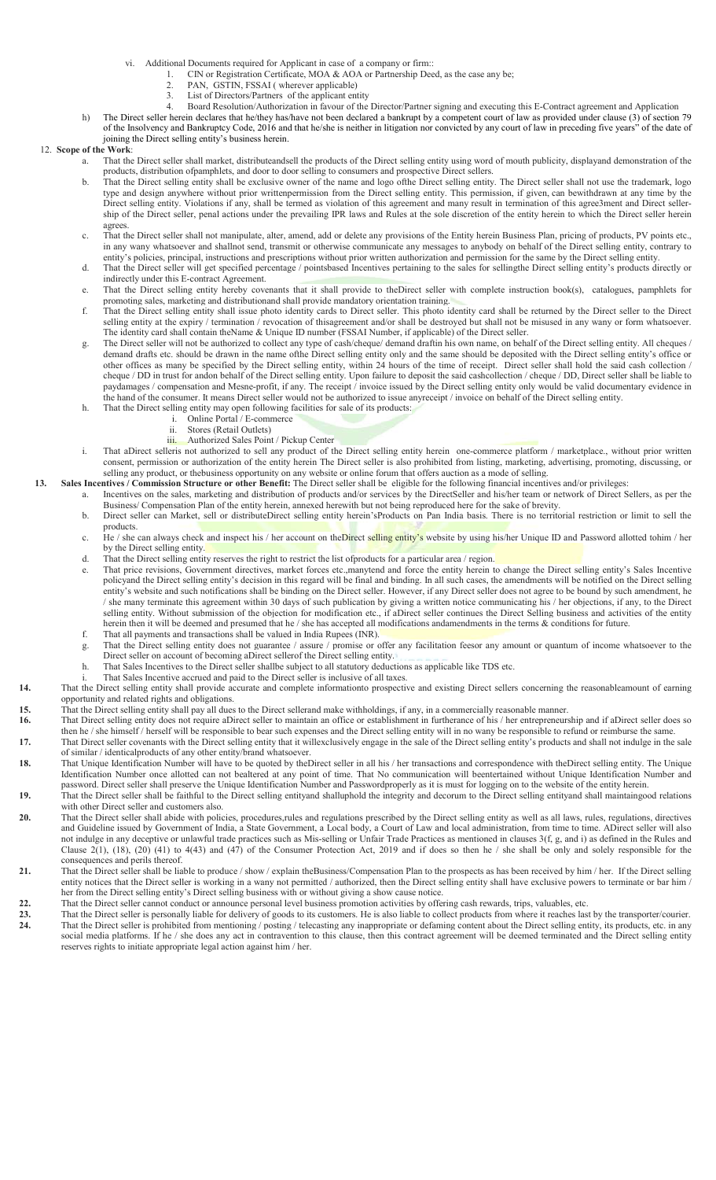vi. Additional Documents required for Applicant in case of a company or firm::

1. CIN or Registration Certificate, MOA & AOA or Partnership Deed, as the case any be;
2. PAN, GSTIN, FSSAI ( wherever applicable)
3. List of Directors/Partners of the applicant entity
4. Board Resolution/Authorization in favour of the Director/Partner signing and executing this E-Contract agreement and Application

h) The Direct seller herein declares that he/they has/have not been declared a bankrupt by a competent court of law as provided under clause (3) of section 79 of the Insolvency and Bankruptcy Code, 2016 and that he/she is neither in litigation nor convicted by any court of law in preceding five years" of the date of joining the Direct selling entity's business herein.

12. **Scope of the Work**:

a. That the Direct seller shall market, distributeandsell the products of the Direct selling entity using word of mouth publicity, displayand demonstration of the products, distribution ofpamphlets, and door to door selling to consumers and prospective Direct sellers.

b. That the Direct selling entity shall be exclusive owner of the name and logo ofthe Direct selling entity. The Direct seller shall not use the trademark, logo type and design anywhere without prior writtenpermission from the Direct selling entity. This permission, if given, can bewithdrawn at any time by the Direct selling entity. Violations if any, shall be termed as violation of this agreement and may result in termination of this agree3ment and Direct seller-ship of the Direct seller, penal actions under the prevailing IPR laws and Rules at the sole discretion of the entity herein to which the Direct seller herein agrees.

c. That the Direct seller shall not manipulate, alter, amend, add or delete any provisions of the Entity herein Business Plan, pricing of products, PV points etc., in any wany whatsoever and shallnot send, transmit or otherwise communicate any messages to anybody on behalf of the Direct selling entity, contrary to entity's policies, principal, instructions and prescriptions without prior written authorization and permission for the same by the Direct selling entity.

d. That the Direct seller will get specified percentage / pointsbased Incentives pertaining to the sales for sellingthe Direct selling entity's products directly or indirectly under this E-contract Agreement.

e. That the Direct selling entity hereby covenants that it shall provide to theDirect seller with complete instruction book(s), catalogues, pamphlets for promoting sales, marketing and distributionand shall provide mandatory orientation training.

f. That the Direct selling entity shall issue photo identity cards to Direct seller. This photo identity card shall be returned by the Direct seller to the Direct selling entity at the expiry / termination / revocation of thisagreement and/or shall be destroyed but shall not be misused in any wany or form whatsoever. The identity card shall contain theName & Unique ID number (FSSAI Number, if applicable) of the Direct seller.

g. The Direct seller will not be authorized to collect any type of cash/cheque/ demand draftin his own name, on behalf of the Direct selling entity. All cheques / demand drafts etc. should be drawn in the name ofthe Direct selling entity only and the same should be deposited with the Direct selling entity's office or other offices as many be specified by the Direct selling entity, within 24 hours of the time of receipt. Direct seller shall hold the said cash collection / cheque / DD in trust for andon behalf of the Direct selling entity. Upon failure to deposit the said cashcollection / cheque / DD, Direct seller shall be liable to paydamages / compensation and Mesne-profit, if any. The receipt / invoice issued by the Direct selling entity only would be valid documentary evidence in the hand of the consumer. It means Direct seller would not be authorized to issue anyreceipt / invoice on behalf of the Direct selling entity.

h. That the Direct selling entity may open following facilities for sale of its products:

i. Online Portal / E-commerce
ii. Stores (Retail Outlets)
iii. Authorized Sales Point / Pickup Center

i. That aDirect selleris not authorized to sell any product of the Direct selling entity herein one-commerce platform / marketplace., without prior written consent, permission or authorization of the entity herein The Direct seller is also prohibited from listing, marketing, advertising, promoting, discussing, or selling any product, or thebusiness opportunity on any website or online forum that offers auction as a mode of selling.

13. **Sales Incentives / Commission Structure or other Benefit:** The Direct seller shall be eligible for the following financial incentives and/or privileges:

a. Incentives on the sales, marketing and distribution of products and/or services by the DirectSeller and his/her team or network of Direct Sellers, as per the Business/ Compensation Plan of the entity herein, annexed herewith but not being reproduced here for the sake of brevity.

b. Direct seller can Market, sell or distributeDirect selling entity herein'sProducts on Pan India basis. There is no territorial restriction or limit to sell the products.

c. He / she can always check and inspect his / her account on theDirect selling entity's website by using his/her Unique ID and Password allotted tohim / her by the Direct selling entity.

d. That the Direct selling entity reserves the right to restrict the list ofproducts for a particular area / region.

e. That price revisions, Government directives, market forces etc.,manytend and force the entity herein to change the Direct selling entity's Sales Incentive policyand the Direct selling entity's decision in this regard will be final and binding. In all such cases, the amendments will be notified on the Direct selling entity's website and such notifications shall be binding on the Direct seller. However, if any Direct seller does not agree to be bound by such amendment, he / she many terminate this agreement within 30 days of such publication by giving a written notice communicating his / her objections, if any, to the Direct selling entity. Without submission of the objection for modification etc., if aDirect seller continues the Direct Selling business and activities of the entity herein then it will be deemed and presumed that he / she has accepted all modifications andamendments in the terms & conditions for future.

f. That all payments and transactions shall be valued in India Rupees (INR).

g. That the Direct selling entity does not guarantee / assure / promise or offer any facilitation feesor any amount or quantum of income whatsoever to the Direct seller on account of becoming aDirect sellerof the Direct selling entity.

h. That Sales Incentives to the Direct seller shallbe subject to all statutory deductions as applicable like TDS etc.

i. That Sales Incentive accrued and paid to the Direct seller is inclusive of all taxes.

14. That the Direct selling entity shall provide accurate and complete informationto prospective and existing Direct sellers concerning the reasonableamount of earning opportunity and related rights and obligations.

15. That the Direct selling entity shall pay all dues to the Direct sellerand make withholdings, if any, in a commercially reasonable manner.

16. That Direct selling entity does not require aDirect seller to maintain an office or establishment in furtherance of his / her entrepreneurship and if aDirect seller does so then he / she himself / herself will be responsible to bear such expenses and the Direct selling entity will in no wany be responsible to refund or reimburse the same.

17. That Direct seller covenants with the Direct selling entity that it willexclusively engage in the sale of the Direct selling entity's products and shall not indulge in the sale of similar / identicalproducts of any other entity/brand whatsoever.

18. That Unique Identification Number will have to be quoted by theDirect seller in all his / her transactions and correspondence with theDirect selling entity. The Unique Identification Number once allotted can not bealtered at any point of time. That No communication will beentertained without Unique Identification Number and password. Direct seller shall preserve the Unique Identification Number and Passwordproperly as it is must for logging on to the website of the entity herein.

19. That the Direct seller shall be faithful to the Direct selling entityand shalluphold the integrity and decorum to the Direct selling entityand shall maintaingood relations with other Direct seller and customers also.

20. That the Direct seller shall abide with policies, procedures,rules and regulations prescribed by the Direct selling entity as well as all laws, rules, regulations, directives and Guideline issued by Government of India, a State Government, a Local body, a Court of Law and local administration, from time to time. ADirect seller will also not indulge in any deceptive or unlawful trade practices such as Mis-selling or Unfair Trade Practices as mentioned in clauses 3(f, g, and i) as defined in the Rules and Clause 2(1), (18), (20) (41) to 4(43) and (47) of the Consumer Protection Act, 2019 and if does so then he / she shall be only and solely responsible for the consequences and perils thereof.

21. That the Direct seller shall be liable to produce / show / explain theBusiness/Compensation Plan to the prospects as has been received by him / her. If the Direct selling entity notices that the Direct seller is working in a wany not permitted / authorized, then the Direct selling entity shall have exclusive powers to terminate or bar him / her from the Direct selling entity's Direct selling business with or without giving a show cause notice.

22. That the Direct seller cannot conduct or announce personal level business promotion activities by offering cash rewards, trips, valuables, etc.

23. That the Direct seller is personally liable for delivery of goods to its customers. He is also liable to collect products from where it reaches last by the transporter/courier.

24. That the Direct seller is prohibited from mentioning / posting / telecasting any inappropriate or defaming content about the Direct selling entity, its products, etc. in any social media platforms. If he / she does any act in contravention to this clause, then this contract agreement will be deemed terminated and the Direct selling entity reserves rights to initiate appropriate legal action against him / her.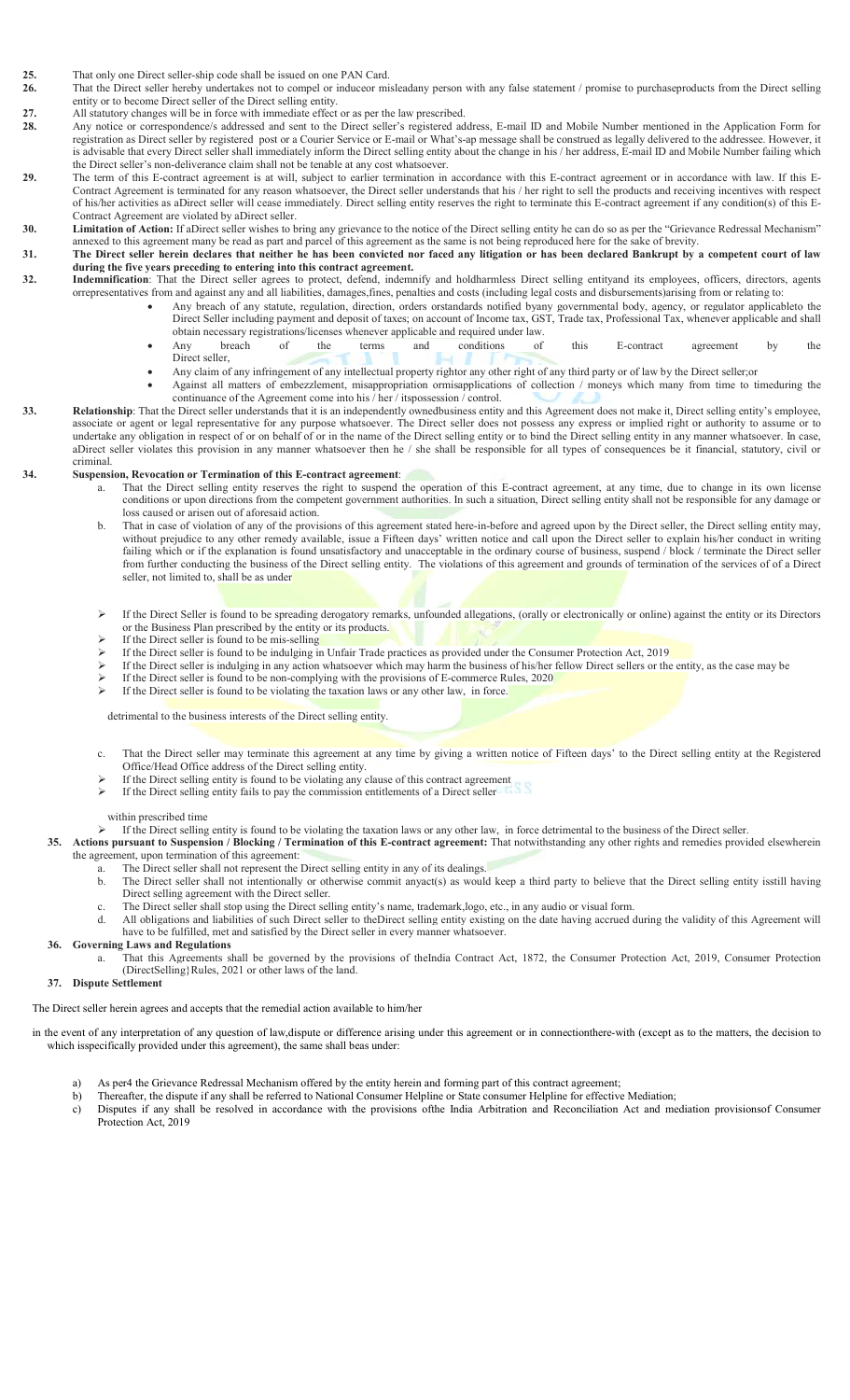25. That only one Direct seller-ship code shall be issued on one PAN Card.

26. That the Direct seller hereby undertakes not to compel or induceor misleadany person with any false statement / promise to purchaseproducts from the Direct selling entity or to become Direct seller of the Direct selling entity.

27. All statutory changes will be in force with immediate effect or as per the law prescribed.

28. Any notice or correspondence/s addressed and sent to the Direct seller's registered address, E-mail ID and Mobile Number mentioned in the Application Form for registration as Direct seller by registered post or a Courier Service or E-mail or What's-ap message shall be construed as legally delivered to the addressee. However, it is advisable that every Direct seller shall immediately inform the Direct selling entity about the change in his / her address, E-mail ID and Mobile Number failing which the Direct seller's non-deliverance claim shall not be tenable at any cost whatsoever.

29. The term of this E-contract agreement is at will, subject to earlier termination in accordance with this E-contract agreement or in accordance with law. If this E-Contract Agreement is terminated for any reason whatsoever, the Direct seller understands that his / her right to sell the products and receiving incentives with respect of his/her activities as aDirect seller will cease immediately. Direct selling entity reserves the right to terminate this E-contract agreement if any condition(s) of this E-Contract Agreement are violated by aDirect seller.

30. **Limitation of Action:** If aDirect seller wishes to bring any grievance to the notice of the Direct selling entity he can do so as per the "Grievance Redressal Mechanism" annexed to this agreement many be read as part and parcel of this agreement as the same is not being reproduced here for the sake of brevity.

31. **The Direct seller herein declares that neither he has been convicted nor faced any litigation or has been declared Bankrupt by a competent court of law during the five years preceding to entering into this contract agreement.**

32. **Indemnification**: That the Direct seller agrees to protect, defend, indemnify and holdharmless Direct selling entityand its employees, officers, directors, agents orrepresentatives from and against any and all liabilities, damages,fines, penalties and costs (including legal costs and disbursements)arising from or relating to:
    - Any breach of any statute, regulation, direction, orders orstandards notified byany governmental body, agency, or regulator applicableto the Direct Seller including payment and deposit of taxes; on account of Income tax, GST, Trade tax, Professional Tax, whenever applicable and shall obtain necessary registrations/licenses whenever applicable and required under law.
    - Any breach of the terms and conditions of this E-contract agreement by the Direct seller,
    - Any claim of any infringement of any intellectual property rightor any other right of any third party or of law by the Direct seller;or
    - Against all matters of embezzlement, misappropriation ormisapplications of collection / moneys which many from time to timeduring the continuance of the Agreement come into his / her / itspossession / control.

33. **Relationship**: That the Direct seller understands that it is an independently ownedbusiness entity and this Agreement does not make it, Direct selling entity's employee, associate or agent or legal representative for any purpose whatsoever. The Direct seller does not possess any express or implied right or authority to assume or to undertake any obligation in respect of or on behalf of or in the name of the Direct selling entity or to bind the Direct selling entity in any manner whatsoever. In case, aDirect seller violates this provision in any manner whatsoever then he / she shall be responsible for all types of consequences be it financial, statutory, civil or criminal.

34. **Suspension, Revocation or Termination of this E-contract agreement**:
    a. That the Direct selling entity reserves the right to suspend the operation of this E-contract agreement, at any time, due to change in its own license conditions or upon directions from the competent government authorities. In such a situation, Direct selling entity shall not be responsible for any damage or loss caused or arisen out of aforesaid action.
    b. That in case of violation of any of the provisions of this agreement stated here-in-before and agreed upon by the Direct seller, the Direct selling entity may, without prejudice to any other remedy available, issue a Fifteen days' written notice and call upon the Direct seller to explain his/her conduct in writing failing which or if the explanation is found unsatisfactory and unacceptable in the ordinary course of business, suspend / block / terminate the Direct seller from further conducting the business of the Direct selling entity. The violations of this agreement and grounds of termination of the services of of a Direct seller, not limited to, shall be as under

    - If the Direct Seller is found to be spreading derogatory remarks, unfounded allegations, (orally or electronically or online) against the entity or its Directors or the Business Plan prescribed by the entity or its products.
    - If the Direct seller is found to be mis-selling
    - If the Direct seller is found to be indulging in Unfair Trade practices as provided under the Consumer Protection Act, 2019
    - If the Direct seller is indulging in any action whatsoever which may harm the business of his/her fellow Direct sellers or the entity, as the case may be
    - If the Direct seller is found to be non-complying with the provisions of E-commerce Rules, 2020
    - If the Direct seller is found to be violating the taxation laws or any other law, in force.

    detrimental to the business interests of the Direct selling entity.

    c. That the Direct seller may terminate this agreement at any time by giving a written notice of Fifteen days' to the Direct selling entity at the Registered Office/Head Office address of the Direct selling entity.
    - If the Direct selling entity is found to be violating any clause of this contract agreement
    - If the Direct selling entity fails to pay the commission entitlements of a Direct seller

    within prescribed time

    - If the Direct selling entity is found to be violating the taxation laws or any other law, in force detrimental to the business of the Direct seller.

35. **Actions pursuant to Suspension / Blocking / Termination of this E-contract agreement:** That notwithstanding any other rights and remedies provided elsewherein the agreement, upon termination of this agreement:
    a. The Direct seller shall not represent the Direct selling entity in any of its dealings.
    b. The Direct seller shall not intentionally or otherwise commit anyact(s) as would keep a third party to believe that the Direct selling entity isstill having Direct selling agreement with the Direct seller.
    c. The Direct seller shall stop using the Direct selling entity's name, trademark,logo, etc., in any audio or visual form.
    d. All obligations and liabilities of such Direct seller to theDirect selling entity existing on the date having accrued during the validity of this Agreement will have to be fulfilled, met and satisfied by the Direct seller in every manner whatsoever.

36. **Governing Laws and Regulations**
    a. That this Agreements shall be governed by the provisions of theIndia Contract Act, 1872, the Consumer Protection Act, 2019, Consumer Protection (DirectSelling}Rules, 2021 or other laws of the land.

37. **Dispute Settlement**

The Direct seller herein agrees and accepts that the remedial action available to him/her

in the event of any interpretation of any question of law,dispute or difference arising under this agreement or in connectionthere-with (except as to the matters, the decision to which isspecifically provided under this agreement), the same shall beas under:

a) As per4 the Grievance Redressal Mechanism offered by the entity herein and forming part of this contract agreement;
b) Thereafter, the dispute if any shall be referred to National Consumer Helpline or State consumer Helpline for effective Mediation;
c) Disputes if any shall be resolved in accordance with the provisions ofthe India Arbitration and Reconciliation Act and mediation provisionsof Consumer Protection Act, 2019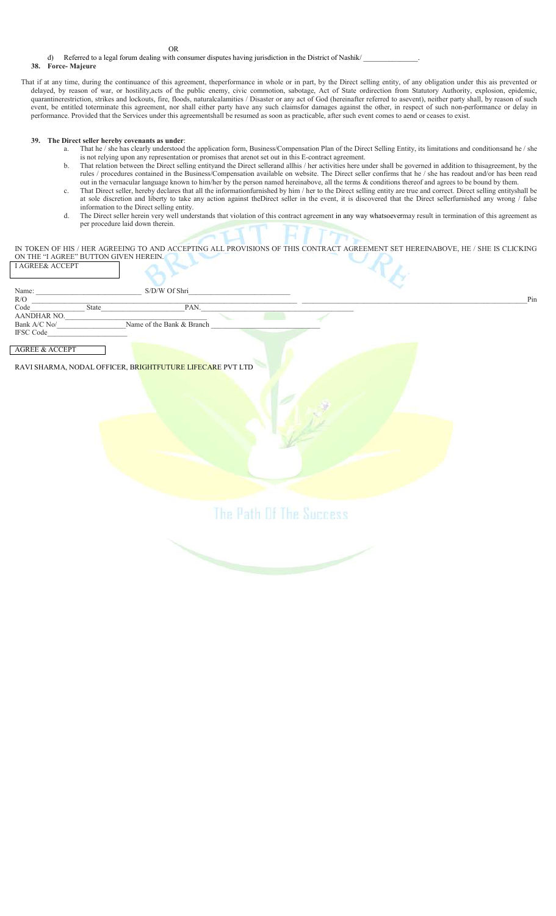OR

d) Referred to a legal forum dealing with consumer disputes having jurisdiction in the District of Nashik/ _______________.

**38. Force- Majeure**

That if at any time, during the continuance of this agreement, theperformance in whole or in part, by the Direct selling entity, of any obligation under this ais prevented or delayed, by reason of war, or hostility,acts of the public enemy, civic commotion, sabotage, Act of State ordirection from Statutory Authority, explosion, epidemic, quarantinerestriction, strikes and lockouts, fire, floods, naturalcalamities / Disaster or any act of God (hereinafter referred to asevent), neither party shall, by reason of such event, be entitled toterminate this agreement, nor shall either party have any such claimsfor damages against the other, in respect of such non-performance or delay in performance. Provided that the Services under this agreementshall be resumed as soon as practicable, after such event comes to aend or ceases to exist.

**39. The Direct seller hereby covenants as under**:

a. That he / she has clearly understood the application form, Business/Compensation Plan of the Direct Selling Entity, its limitations and conditionsand he / she is not relying upon any representation or promises that arenot set out in this E-contract agreement.

b. That relation between the Direct selling entityand the Direct sellerand allhis / her activities here under shall be governed in addition to thisagreement, by the rules / procedures contained in the Business/Compensation available on website. The Direct seller confirms that he / she has readout and/or has been read out in the vernacular language known to him/her by the person named hereinabove, all the terms & conditions thereof and agrees to be bound by them.

c. That Direct seller, hereby declares that all the informationfurnished by him / her to the Direct selling entity are true and correct. Direct selling entityshall be at sole discretion and liberty to take any action against theDirect seller in the event, it is discovered that the Direct sellerfurnished any wrong / false information to the Direct selling entity.

d. The Direct seller herein very well understands that violation of this contract agreement in any way whatsoevermay result in termination of this agreement as per procedure laid down therein.

IN TOKEN OF HIS / HER AGREEING TO AND ACCEPTING ALL PROVISIONS OF THIS CONTRACT AGREEMENT SET HEREINABOVE, HE / SHE IS CLICKING ON THE "I AGREE" BUTTON GIVEN HEREIN.

I AGREE& ACCEPT

Name: ____________________________ S/D/W Of Shri____________________________

R/O ______________________________________________________________ ______________________________________ Pin

Code_______________ State_______________________ PAN.__________________________________________

AANDHAR NO.______________________________

Bank A/C No/___________________Name of the Bank & Branch ______________________________

IFSC Code_____________________

AGREE & ACCEPT

RAVI SHARMA, NODAL OFFICER, BRIGHTFUTURE LIFECARE PVT LTD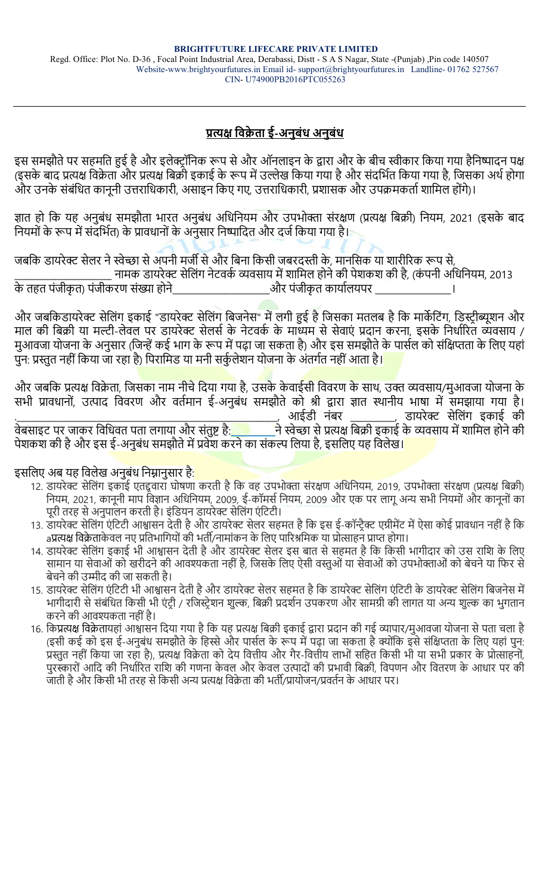**BRIGHTFUTURE LIFECARE PRIVATE LIMITED**
Regd. Office: Plot No. D-36 , Focal Point Industrial Area, Derabassi, Distt - S A S Nagar, State -(Punjab) ,Pin code 140507
Website-www.brightyourfutures.in Email id- support@brightyourfutures.in Landline- 01762 527567
CIN- U74900PB2016PTC055263

## प्रत्यक्ष विक्रेता ई-अनुबंध अनुबंध

इस समझौते पर सहमति हुई है और इलेक्ट्रॉनिक रूप से और ऑनलाइन के द्वारा और के बीच स्वीकार किया गया हैनिष्पादन पक्ष (इसके बाद प्रत्यक्ष विक्रेता और प्रत्यक्ष बिक्री इकाई के रूप में उल्लेख किया गया है और संदर्भित किया गया है, जिसका अर्थ होगा और उनके संबंधित कानूनी उत्तराधिकारी, असाइन किए गए, उत्तराधिकारी, प्रशासक और उपक्रमकर्ता शामिल होंगे)।

ज्ञात हो कि यह अनुबंध समझौता भारत अनुबंध अधिनियम और उपभोक्ता संरक्षण (प्रत्यक्ष बिक्री) नियम, 2021 (इसके बाद नियमों के रूप में संदर्भित) के प्रावधानों के अनुसार निष्पादित और दर्ज किया गया है।

जबकि डायरेक्ट सेलर ने स्वेच्छा से अपनी मर्जी से और बिना किसी जबरदस्ती के, मानसिक या शारीरिक रूप से, __________________ नामक डायरेक्ट सेलिंग नेटवर्क व्यवसाय में शामिल होने की पेशकश की है, (कंपनी अधिनियम, 2013 के तहत पंजीकृत) पंजीकरण संख्या होने__________________और पंजीकृत कार्यालयपर _______________।

और जबकिडायरेक्ट सेलिंग इकाई "डायरेक्ट सेलिंग बिजनेस" में लगी हुई है जिसका मतलब है कि मार्केटिंग, डिस्ट्रीब्यूशन और माल की बिक्री या मल्टी-लेवल पर डायरेक्ट सेलर्स के नेटवर्क के माध्यम से सेवाएं प्रदान करना, इसके निर्धारित व्यवसाय / मुआवजा योजना के अनुसार (जिन्हें कई भाग के रूप में पढ़ा जा सकता है) और इस समझौते के पार्सल को संक्षिप्तता के लिए यहां पुन: प्रस्तुत नहीं किया जा रहा है) पिरामिड या मनी सर्कुलेशन योजना के अंतर्गत नहीं आता है।

और जबकि प्रत्यक्ष विक्रेता, जिसका नाम नीचे दिया गया है, उसके केवाईसी विवरण के साथ, उक्त व्यवसाय/मुआवजा योजना के सभी प्रावधानों, उत्पाद विवरण और वर्तमान ई-अनुबंध समझौते को श्री द्वारा ज्ञात स्थानीय भाषा में समझाया गया है। .____________________________________, आईडी नंबर ________, डायरेक्ट सेलिंग इकाई की वेबसाइट पर जाकर विधिवत पता लगाया और संतुष्ट है:________ने स्वेच्छा से प्रत्यक्ष बिक्री इकाई के व्यवसाय में शामिल होने की पेशकश की है और इस ई-अनुबंध समझौते में प्रवेश करने का संकल्प लिया है, इसलिए यह विलेख।

इसलिए अब यह विलेख अनुबंध निम्नानुसार है:

12. डायरेक्ट सेलिंग इकाई एतद्द्वारा घोषणा करती है कि वह उपभोक्ता संरक्षण अधिनियम, 2019, उपभोक्ता संरक्षण (प्रत्यक्ष बिक्री) नियम, 2021, कानूनी माप विज्ञान अधिनियम, 2009, ई-कॉमर्स नियम, 2009 और एक पर लागू अन्य सभी नियमों और कानूनों का पूरी तरह से अनुपालन करती है। इंडियन डायरेक्ट सेलिंग एंटिटी।
13. डायरेक्ट सेलिंग एंटिटी आश्वासन देती है और डायरेक्ट सेलर सहमत है कि इस ई-कॉन्ट्रैक्ट एग्रीमेंट में ऐसा कोई प्रावधान नहीं है कि aप्रत्यक्ष विक्रेताकेवल नए प्रतिभागियों की भर्ती/नामांकन के लिए पारिश्रमिक या प्रोत्साहन प्राप्त होगा।
14. डायरेक्ट सेलिंग इकाई भी आश्वासन देती है और डायरेक्ट सेलर इस बात से सहमत है कि किसी भागीदार को उस राशि के लिए सामान या सेवाओं को खरीदने की आवश्यकता नहीं है, जिसके लिए ऐसी वस्तुओं या सेवाओं को उपभोक्ताओं को बेचने या फिर से बेचने की उम्मीद की जा सकती है।
15. डायरेक्ट सेलिंग एंटिटी भी आश्वासन देती है और डायरेक्ट सेलर सहमत है कि डायरेक्ट सेलिंग एंटिटी के डायरेक्ट सेलिंग बिजनेस में भागीदारी से संबंधित किसी भी एंट्री / रजिस्ट्रेशन शुल्क, बिक्री प्रदर्शन उपकरण और सामग्री की लागत या अन्य शुल्क का भुगतान करने की आवश्यकता नहीं है।
16. किप्रत्यक्ष विक्रेतायहां आश्वासन दिया गया है कि यह प्रत्यक्ष बिक्री इकाई द्वारा प्रदान की गई व्यापार/मुआवजा योजना से पता चला है (इसी कई को इस ई-अनुबंध समझौते के हिस्से और पार्सल के रूप में पढ़ा जा सकता है क्योंकि इसे संक्षिप्तता के लिए यहां पुन: प्रस्तुत नहीं किया जा रहा है), प्रत्यक्ष विक्रेता को देय वित्तीय और गैर-वित्तीय लाभों सहित किसी भी या सभी प्रकार के प्रोत्साहनों, पुरस्कारों आदि की निर्धारित राशि की गणना केवल और केवल उत्पादों की प्रभावी बिक्री, विपणन और वितरण के आधार पर की जाती है और किसी भी तरह से किसी अन्य प्रत्यक्ष विक्रेता की भर्ती/प्रायोजन/प्रवर्तन के आधार पर।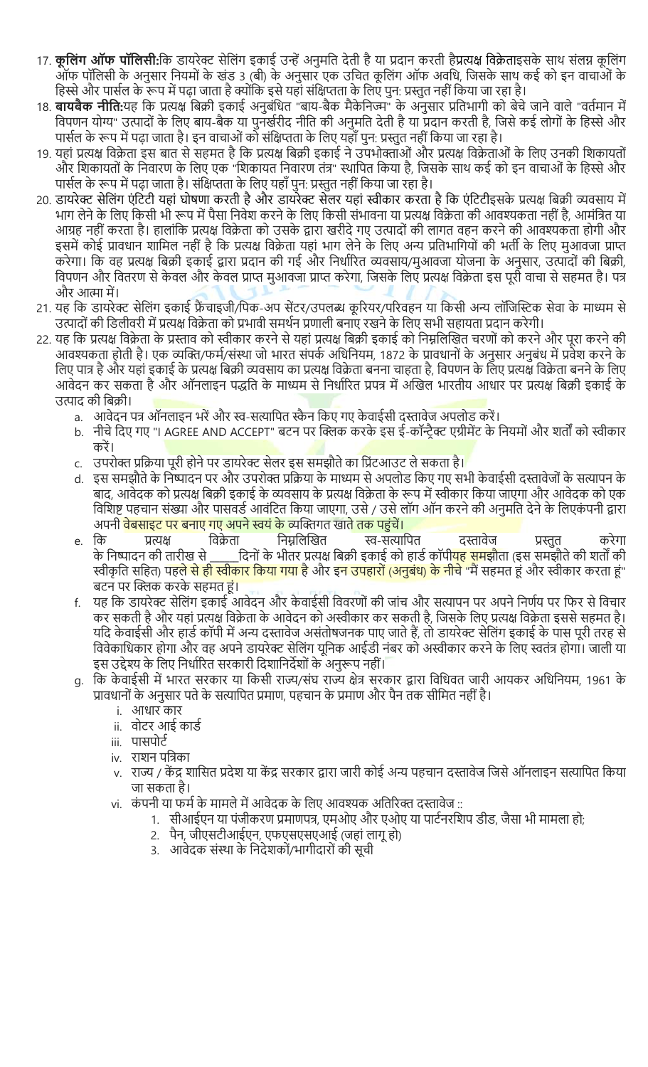17. **कूलिंग ऑफ पॉलिसी:**कि डायरेक्ट सेलिंग इकाई उन्हें अनुमति देती है या प्रदान करती है**प्रत्यक्ष विक्रेता**इसके साथ संलग्न कूलिंग ऑफ पॉलिसी के अनुसार नियमों के खंड 3 (बी) के अनुसार एक उचित कूलिंग ऑफ अवधि, जिसके साथ कई को इन वाचाओं के हिस्से और पार्सल के रूप में पढ़ा जाता है क्योंकि इसे यहां संक्षिप्तता के लिए पुन: प्रस्तुत नहीं किया जा रहा है।
18. **बायबैक नीति:**यह कि प्रत्यक्ष बिक्री इकाई अनुबंधित "बाय-बैक मैकेनिज्म" के अनुसार प्रतिभागी को बेचे जाने वाले "वर्तमान में विपणन योग्य" उत्पादों के लिए बाय-बैक या पुनर्खरीद नीति की अनुमति देती है या प्रदान करती है, जिसे कई लोगों के हिस्से और पार्सल के रूप में पढ़ा जाता है। इन वाचाओं को संक्षिप्तता के लिए यहाँ पुन: प्रस्तुत नहीं किया जा रहा है।
19. यहां प्रत्यक्ष विक्रेता इस बात से सहमत है कि प्रत्यक्ष बिक्री इकाई ने उपभोक्ताओं और प्रत्यक्ष विक्रेताओं के लिए उनकी शिकायतों और शिकायतों के निवारण के लिए एक "शिकायत निवारण तंत्र" स्थापित किया है, जिसके साथ कई को इन वाचाओं के हिस्से और पार्सल के रूप में पढ़ा जाता है। संक्षिप्तता के लिए यहाँ पुन: प्रस्तुत नहीं किया जा रहा है।
20. **डायरेक्ट सेलिंग एंटिटी यहां घोषणा करती है और डायरेक्ट सेलर यहां स्वीकार करता है कि एंटिटी**इसके प्रत्यक्ष बिक्री व्यवसाय में भाग लेने के लिए किसी भी रूप में पैसा निवेश करने के लिए किसी संभावना या प्रत्यक्ष विक्रेता की आवश्यकता नहीं है, आमंत्रित या आग्रह नहीं करता है। हालांकि प्रत्यक्ष विक्रेता को उसके द्वारा खरीदे गए उत्पादों की लागत वहन करने की आवश्यकता होगी और इसमें कोई प्रावधान शामिल नहीं है कि प्रत्यक्ष विक्रेता यहां भाग लेने के लिए अन्य प्रतिभागियों की भर्ती के लिए मुआवजा प्राप्त करेगा। कि वह प्रत्यक्ष बिक्री इकाई द्वारा प्रदान की गई और निर्धारित व्यवसाय/मुआवजा योजना के अनुसार, उत्पादों की बिक्री, विपणन और वितरण से केवल और केवल प्राप्त मुआवजा प्राप्त करेगा, जिसके लिए प्रत्यक्ष विक्रेता इस पूरी वाचा से सहमत है। पत्र और आत्मा में।
21. यह कि डायरेक्ट सेलिंग इकाई फ्रैंचाइज़ी/पिक-अप सेंटर/उपलब्ध कूरियर/परिवहन या किसी अन्य लॉजिस्टिक सेवा के माध्यम से उत्पादों की डिलीवरी में प्रत्यक्ष विक्रेता को प्रभावी समर्थन प्रणाली बनाए रखने के लिए सभी सहायता प्रदान करेगी।
22. यह कि प्रत्यक्ष विक्रेता के प्रस्ताव को स्वीकार करने से यहां प्रत्यक्ष बिक्री इकाई को निम्नलिखित चरणों को करने और पूरा करने की आवश्यकता होती है। एक व्यक्ति/फर्म/संस्था जो भारत संपर्क अधिनियम, 1872 के प्रावधानों के अनुसार अनुबंध में प्रवेश करने के लिए पात्र है और यहां इकाई के प्रत्यक्ष बिक्री व्यवसाय का प्रत्यक्ष विक्रेता बनना चाहता है, विपणन के लिए प्रत्यक्ष विक्रेता बनने के लिए आवेदन कर सकता है और ऑनलाइन पद्धति के माध्यम से निर्धारित प्रपत्र में अखिल भारतीय आधार पर प्रत्यक्ष बिक्री इकाई के उत्पाद की बिक्री।
    a. आवेदन पत्र ऑनलाइन भरें और स्व-सत्यापित स्कैन किए गए केवाईसी दस्तावेज अपलोड करें।
    b. नीचे दिए गए "I AGREE AND ACCEPT" बटन पर क्लिक करके इस ई-कॉन्ट्रैक्ट एग्रीमेंट के नियमों और शर्तों को स्वीकार करें।
    c. उपरोक्त प्रक्रिया पूरी होने पर डायरेक्ट सेलर इस समझौते का प्रिंटआउट ले सकता है।
    d. इस समझौते के निष्पादन पर और उपरोक्त प्रक्रिया के माध्यम से अपलोड किए गए सभी केवाईसी दस्तावेजों के सत्यापन के बाद, आवेदक को प्रत्यक्ष बिक्री इकाई के व्यवसाय के प्रत्यक्ष विक्रेता के रूप में स्वीकार किया जाएगा और आवेदक को एक विशिष्ट पहचान संख्या और पासवर्ड आवंटित किया जाएगा, उसे / उसे लॉग ऑन करने की अनुमति देने के लिएकंपनी द्वारा अपनी वेबसाइट पर बनाए गए अपने स्वयं के व्यक्तिगत खाते तक पहुंचें।
    e. कि प्रत्यक्ष विक्रेता निम्नलिखित स्व-सत्यापित दस्तावेज प्रस्तुत करेगा के निष्पादन की तारीख से _____दिनों के भीतर प्रत्यक्ष बिक्री इकाई को हार्ड कॉपीयह समझौता (इस समझौते की शर्तों की स्वीकृति सहित) पहले से ही स्वीकार किया गया है और इन उपहारों (अनुबंध) के नीचे "मैं सहमत हूं और स्वीकार करता हूं" बटन पर क्लिक करके सहमत हूं।
    f. यह कि डायरेक्ट सेलिंग इकाई आवेदन और केवाईसी विवरणों की जांच और सत्यापन पर अपने निर्णय पर फिर से विचार कर सकती है और यहां प्रत्यक्ष विक्रेता के आवेदन को अस्वीकार कर सकती है, जिसके लिए प्रत्यक्ष विक्रेता इससे सहमत है। यदि केवाईसी और हार्ड कॉपी में अन्य दस्तावेज असंतोषजनक पाए जाते हैं, तो डायरेक्ट सेलिंग इकाई के पास पूरी तरह से विवेकाधिकार होगा और वह अपने डायरेक्ट सेलिंग यूनिक आईडी नंबर को अस्वीकार करने के लिए स्वतंत्र होगा। जाली या इस उद्देश्य के लिए निर्धारित सरकारी दिशानिर्देशों के अनुरूप नहीं।
    g. कि केवाईसी में भारत सरकार या किसी राज्य/संघ राज्य क्षेत्र सरकार द्वारा विधिवत जारी आयकर अधिनियम, 1961 के प्रावधानों के अनुसार पते के सत्यापित प्रमाण, पहचान के प्रमाण और पैन तक सीमित नहीं है।
        i. आधार कार
        ii. वोटर आई कार्ड
        iii. पासपोर्ट
        iv. राशन पत्रिका
        v. राज्य / केंद्र शासित प्रदेश या केंद्र सरकार द्वारा जारी कोई अन्य पहचान दस्तावेज जिसे ऑनलाइन सत्यापित किया जा सकता है।
        vi. कंपनी या फर्म के मामले में आवेदक के लिए आवश्यक अतिरिक्त दस्तावेज ::
            1. सीआईएन या पंजीकरण प्रमाणपत्र, एमओए और एओए या पार्टनरशिप डीड, जैसा भी मामला हो;
            2. पैन, जीएसटीआईएन, एफएसएसएआई (जहां लागू हो)
            3. आवेदक संस्था के निदेशकों/भागीदारों की सूची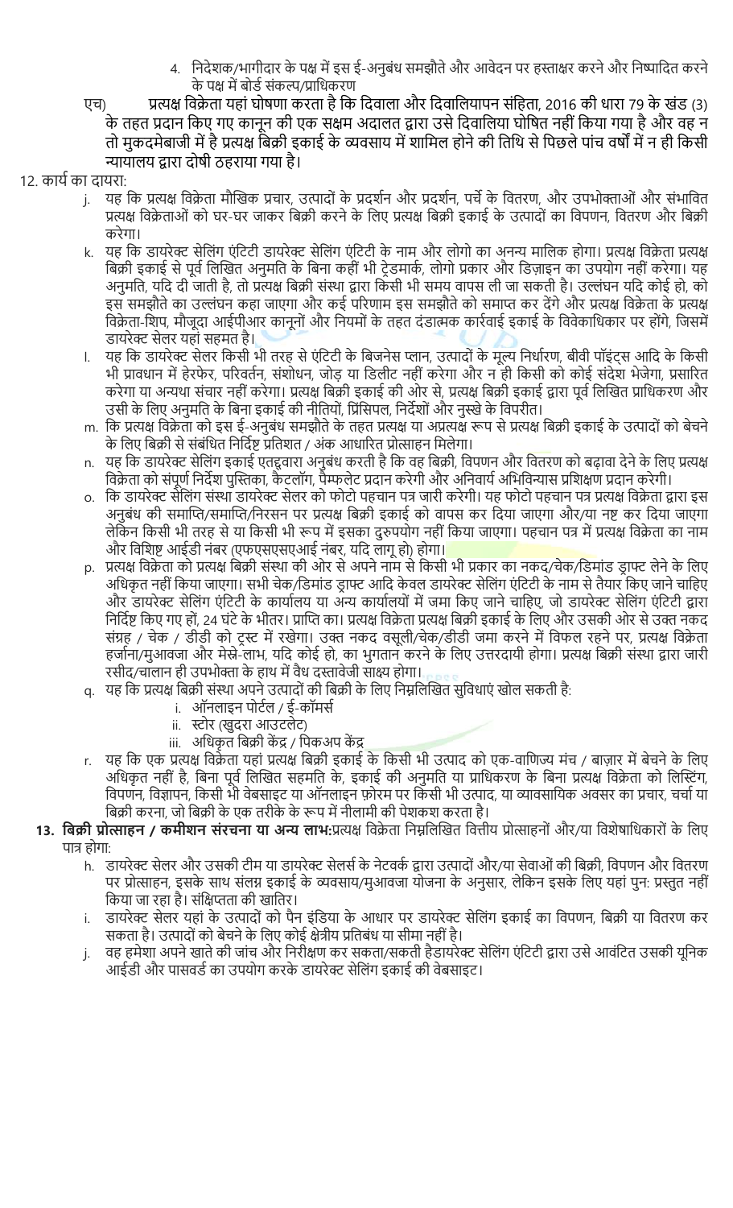4. निदेशक/भागीदार के पक्ष में इस ई-अनुबंध समझौते और आवेदन पर हस्ताक्षर करने और निष्पादित करने के पक्ष में बोर्ड संकल्प/प्राधिकरण

एच) प्रत्यक्ष विक्रेता यहां घोषणा करता है कि दिवाला और दिवालियापन संहिता, 2016 की धारा 79 के खंड (3) के तहत प्रदान किए गए कानून की एक सक्षम अदालत द्वारा उसे दिवालिया घोषित नहीं किया गया है और वह न तो मुकदमेबाजी में है प्रत्यक्ष बिक्री इकाई के व्यवसाय में शामिल होने की तिथि से पिछले पांच वर्षों में न ही किसी न्यायालय द्वारा दोषी ठहराया गया है।

12. कार्य का दायरा:

j. यह कि प्रत्यक्ष विक्रेता मौखिक प्रचार, उत्पादों के प्रदर्शन और प्रदर्शन, पर्चे के वितरण, और उपभोक्ताओं और संभावित प्रत्यक्ष विक्रेताओं को घर-घर जाकर बिक्री करने के लिए प्रत्यक्ष बिक्री इकाई के उत्पादों का विपणन, वितरण और बिक्री करेगा।

k. यह कि डायरेक्ट सेलिंग एंटिटी डायरेक्ट सेलिंग एंटिटी के नाम और लोगो का अनन्य मालिक होगा। प्रत्यक्ष विक्रेता प्रत्यक्ष बिक्री इकाई से पूर्व लिखित अनुमति के बिना कहीं भी ट्रेडमार्क, लोगो प्रकार और डिज़ाइन का उपयोग नहीं करेगा। यह अनुमति, यदि दी जाती है, तो प्रत्यक्ष बिक्री संस्था द्वारा किसी भी समय वापस ली जा सकती है। उल्लंघन यदि कोई हो, को इस समझौते का उल्लंघन कहा जाएगा और कई परिणाम इस समझौते को समाप्त कर देंगे और प्रत्यक्ष विक्रेता के प्रत्यक्ष विक्रेता-शिप, मौजूदा आईपीआर कानूनों और नियमों के तहत दंडात्मक कार्रवाई इकाई के विवेकाधिकार पर होंगे, जिसमें डायरेक्ट सेलर यहां सहमत है।

l. यह कि डायरेक्ट सेलर किसी भी तरह से एंटिटी के बिजनेस प्लान, उत्पादों के मूल्य निर्धारण, बीवी पॉइंट्स आदि के किसी भी प्रावधान में हेरफेर, परिवर्तन, संशोधन, जोड़ या डिलीट नहीं करेगा और न ही किसी को कोई संदेश भेजेगा, प्रसारित करेगा या अन्यथा संचार नहीं करेगा। प्रत्यक्ष बिक्री इकाई की ओर से, प्रत्यक्ष बिक्री इकाई द्वारा पूर्व लिखित प्राधिकरण और उसी के लिए अनुमति के बिना इकाई की नीतियों, प्रिंसिपल, निर्देशों और नुस्खे के विपरीत।

m. कि प्रत्यक्ष विक्रेता को इस ई-अनुबंध समझौते के तहत प्रत्यक्ष या अप्रत्यक्ष रूप से प्रत्यक्ष बिक्री इकाई के उत्पादों को बेचने के लिए बिक्री से संबंधित निर्दिष्ट प्रतिशत / अंक आधारित प्रोत्साहन मिलेगा।

n. यह कि डायरेक्ट सेलिंग इकाई एतद्द्वारा अनुबंध करती है कि वह बिक्री, विपणन और वितरण को बढ़ावा देने के लिए प्रत्यक्ष विक्रेता को संपूर्ण निर्देश पुस्तिका, कैटलॉग, पैम्फलेट प्रदान करेगी और अनिवार्य अभिविन्यास प्रशिक्षण प्रदान करेगी।

o. कि डायरेक्ट सेलिंग संस्था डायरेक्ट सेलर को फोटो पहचान पत्र जारी करेगी। यह फोटो पहचान पत्र प्रत्यक्ष विक्रेता द्वारा इस अनुबंध की समाप्ति/समाप्ति/निरसन पर प्रत्यक्ष बिक्री इकाई को वापस कर दिया जाएगा और/या नष्ट कर दिया जाएगा लेकिन किसी भी तरह से या किसी भी रूप में इसका दुरुपयोग नहीं किया जाएगा। पहचान पत्र में प्रत्यक्ष विक्रेता का नाम और विशिष्ट आईडी नंबर (एफएसएसएआई नंबर, यदि लागू हो) होगा।

p. प्रत्यक्ष विक्रेता को प्रत्यक्ष बिक्री संस्था की ओर से अपने नाम से किसी भी प्रकार का नकद/चेक/डिमांड ड्राफ्ट लेने के लिए अधिकृत नहीं किया जाएगा। सभी चेक/डिमांड ड्राफ्ट आदि केवल डायरेक्ट सेलिंग एंटिटी के नाम से तैयार किए जाने चाहिए और डायरेक्ट सेलिंग एंटिटी के कार्यालय या अन्य कार्यालयों में जमा किए जाने चाहिए, जो डायरेक्ट सेलिंग एंटिटी द्वारा निर्दिष्ट किए गए हों, 24 घंटे के भीतर। प्राप्ति का। प्रत्यक्ष विक्रेता प्रत्यक्ष बिक्री इकाई के लिए और उसकी ओर से उक्त नकद संग्रह / चेक / डीडी को ट्रस्ट में रखेगा। उक्त नकद वसूली/चेक/डीडी जमा करने में विफल रहने पर, प्रत्यक्ष विक्रेता हर्जाना/मुआवजा और मेस्ने-लाभ, यदि कोई हो, का भुगतान करने के लिए उत्तरदायी होगा। प्रत्यक्ष बिक्री संस्था द्वारा जारी रसीद/चालान ही उपभोक्ता के हाथ में वैध दस्तावेजी साक्ष्य होगा।

q. यह कि प्रत्यक्ष बिक्री संस्था अपने उत्पादों की बिक्री के लिए निम्नलिखित सुविधाएं खोल सकती है:
   i. ऑनलाइन पोर्टल / ई-कॉमर्स
   ii. स्टोर (खुदरा आउटलेट)
   iii. अधिकृत बिक्री केंद्र / पिकअप केंद्र

r. यह कि एक प्रत्यक्ष विक्रेता यहां प्रत्यक्ष बिक्री इकाई के किसी भी उत्पाद को एक-वाणिज्य मंच / बाज़ार में बेचने के लिए अधिकृत नहीं है, बिना पूर्व लिखित सहमति के, इकाई की अनुमति या प्राधिकरण के बिना प्रत्यक्ष विक्रेता को लिस्टिंग, विपणन, विज्ञापन, किसी भी वेबसाइट या ऑनलाइन फ़ोरम पर किसी भी उत्पाद, या व्यावसायिक अवसर का प्रचार, चर्चा या बिक्री करना, जो बिक्री के एक तरीके के रूप में नीलामी की पेशकश करता है।

**13. बिक्री प्रोत्साहन / कमीशन संरचना या अन्य लाभ:** प्रत्यक्ष विक्रेता निम्नलिखित वित्तीय प्रोत्साहनों और/या विशेषाधिकारों के लिए पात्र होगा:

h. डायरेक्ट सेलर और उसकी टीम या डायरेक्ट सेलर्स के नेटवर्क द्वारा उत्पादों और/या सेवाओं की बिक्री, विपणन और वितरण पर प्रोत्साहन, इसके साथ संलग्न इकाई के व्यवसाय/मुआवजा योजना के अनुसार, लेकिन इसके लिए यहां पुनः प्रस्तुत नहीं किया जा रहा है। संक्षिप्तता की खातिर।

i. डायरेक्ट सेलर यहां के उत्पादों को पैन इंडिया के आधार पर डायरेक्ट सेलिंग इकाई का विपणन, बिक्री या वितरण कर सकता है। उत्पादों को बेचने के लिए कोई क्षेत्रीय प्रतिबंध या सीमा नहीं है।

j. वह हमेशा अपने खाते की जांच और निरीक्षण कर सकता/सकती हैडायरेक्ट सेलिंग एंटिटी द्वारा उसे आवंटित उसकी यूनिक आईडी और पासवर्ड का उपयोग करके डायरेक्ट सेलिंग इकाई की वेबसाइट।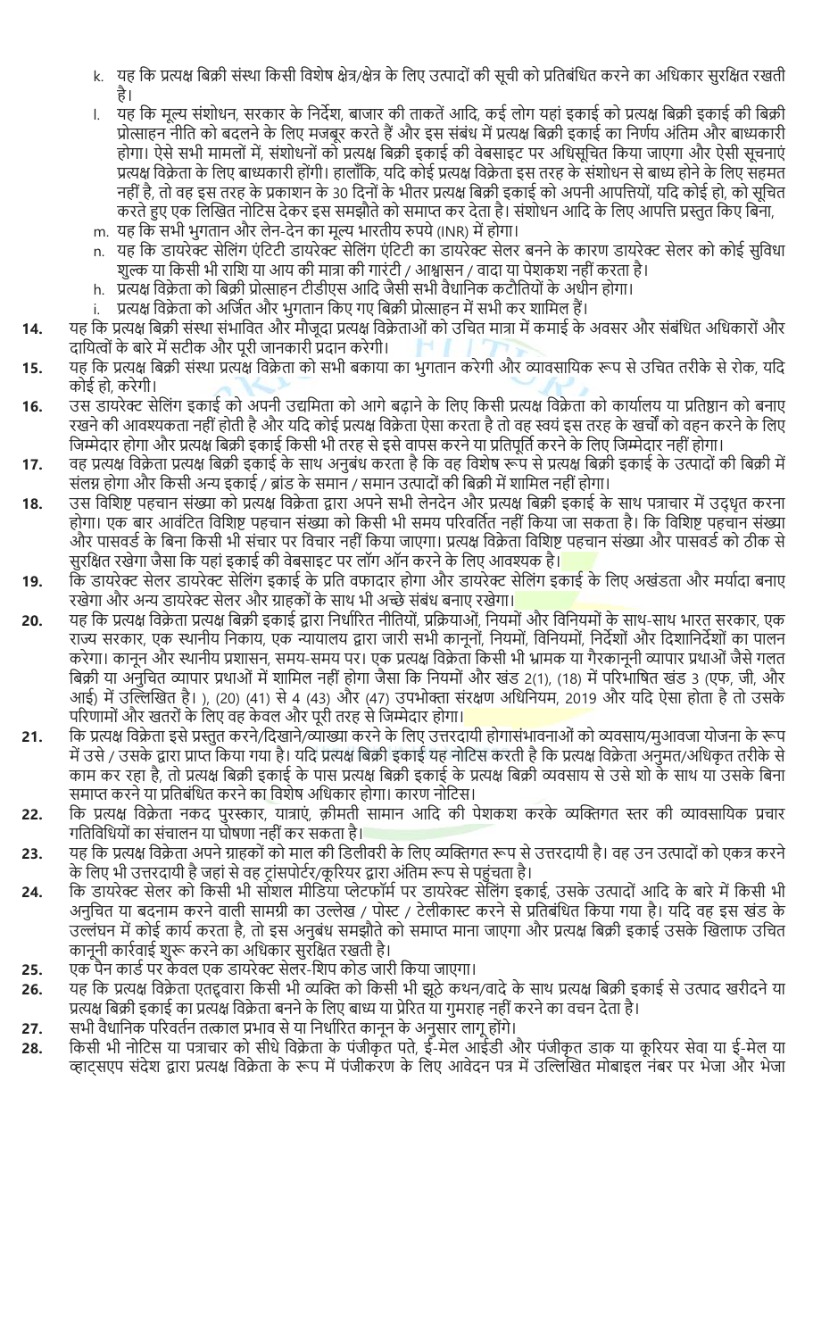k. यह कि प्रत्यक्ष बिक्री संस्था किसी विशेष क्षेत्र/क्षेत्र के लिए उत्पादों की सूची को प्रतिबंधित करने का अधिकार सुरक्षित रखती है।

l. यह कि मूल्य संशोधन, सरकार के निर्देश, बाजार की ताकतें आदि, कई लोग यहां इकाई को प्रत्यक्ष बिक्री इकाई की बिक्री प्रोत्साहन नीति को बदलने के लिए मजबूर करते हैं और इस संबंध में प्रत्यक्ष बिक्री इकाई का निर्णय अंतिम और बाध्यकारी होगा। ऐसे सभी मामलों में, संशोधनों को प्रत्यक्ष बिक्री इकाई की वेबसाइट पर अधिसूचित किया जाएगा और ऐसी सूचनाएं प्रत्यक्ष विक्रेता के लिए बाध्यकारी होंगी। हालाँकि, यदि कोई प्रत्यक्ष विक्रेता इस तरह के संशोधन से बाध्य होने के लिए सहमत नहीं है, तो वह इस तरह के प्रकाशन के 30 दिनों के भीतर प्रत्यक्ष बिक्री इकाई को अपनी आपत्तियों, यदि कोई हो, को सूचित करते हुए एक लिखित नोटिस देकर इस समझौते को समाप्त कर देता है। संशोधन आदि के लिए आपत्ति प्रस्तुत किए बिना,

m. यह कि सभी भुगतान और लेन-देन का मूल्य भारतीय रुपये (INR) में होगा।

n. यह कि डायरेक्ट सेलिंग एंटिटी डायरेक्ट सेलिंग एंटिटी का डायरेक्ट सेलर बनने के कारण डायरेक्ट सेलर को कोई सुविधा शुल्क या किसी भी राशि या आय की मात्रा की गारंटी / आश्वासन / वादा या पेशकश नहीं करता है।

h. प्रत्यक्ष विक्रेता को बिक्री प्रोत्साहन टीडीएस आदि जैसी सभी वैधानिक कटौतियों के अधीन होगा।

i. प्रत्यक्ष विक्रेता को अर्जित और भुगतान किए गए बिक्री प्रोत्साहन में सभी कर शामिल हैं।

**14.** यह कि प्रत्यक्ष बिक्री संस्था संभावित और मौजूदा प्रत्यक्ष विक्रेताओं को उचित मात्रा में कमाई के अवसर और संबंधित अधिकारों और दायित्वों के बारे में सटीक और पूरी जानकारी प्रदान करेगी।

**15.** यह कि प्रत्यक्ष बिक्री संस्था प्रत्यक्ष विक्रेता को सभी बकाया का भुगतान करेगी और व्यावसायिक रूप से उचित तरीके से रोक, यदि कोई हो, करेगी।

**16.** उस डायरेक्ट सेलिंग इकाई को अपनी उद्यमिता को आगे बढ़ाने के लिए किसी प्रत्यक्ष विक्रेता को कार्यालय या प्रतिष्ठान को बनाए रखने की आवश्यकता नहीं होती है और यदि कोई प्रत्यक्ष विक्रेता ऐसा करता है तो वह स्वयं इस तरह के खर्चों को वहन करने के लिए जिम्मेदार होगा और प्रत्यक्ष बिक्री इकाई किसी भी तरह से इसे वापस करने या प्रतिपूर्ति करने के लिए जिम्मेदार नहीं होगा।

**17.** वह प्रत्यक्ष विक्रेता प्रत्यक्ष बिक्री इकाई के साथ अनुबंध करता है कि वह विशेष रूप से प्रत्यक्ष बिक्री इकाई के उत्पादों की बिक्री में संलग्न होगा और किसी अन्य इकाई / ब्रांड के समान / समान उत्पादों की बिक्री में शामिल नहीं होगा।

**18.** उस विशिष्ट पहचान संख्या को प्रत्यक्ष विक्रेता द्वारा अपने सभी लेनदेन और प्रत्यक्ष बिक्री इकाई के साथ पत्राचार में उद्धृत करना होगा। एक बार आवंटित विशिष्ट पहचान संख्या को किसी भी समय परिवर्तित नहीं किया जा सकता है। कि विशिष्ट पहचान संख्या और पासवर्ड के बिना किसी भी संचार पर विचार नहीं किया जाएगा। प्रत्यक्ष विक्रेता विशिष्ट पहचान संख्या और पासवर्ड को ठीक से सुरक्षित रखेगा जैसा कि यहां इकाई की वेबसाइट पर लॉग ऑन करने के लिए आवश्यक है।

**19.** कि डायरेक्ट सेलर डायरेक्ट सेलिंग इकाई के प्रति वफादार होगा और डायरेक्ट सेलिंग इकाई के लिए अखंडता और मर्यादा बनाए रखेगा और अन्य डायरेक्ट सेलर और ग्राहकों के साथ भी अच्छे संबंध बनाए रखेगा।

**20.** यह कि प्रत्यक्ष विक्रेता प्रत्यक्ष बिक्री इकाई द्वारा निर्धारित नीतियों, प्रक्रियाओं, नियमों और विनियमों के साथ-साथ भारत सरकार, एक राज्य सरकार, एक स्थानीय निकाय, एक न्यायालय द्वारा जारी सभी कानूनों, नियमों, विनियमों, निर्देशों और दिशानिर्देशों का पालन करेगा। कानून और स्थानीय प्रशासन, समय-समय पर। एक प्रत्यक्ष विक्रेता किसी भी भ्रामक या गैरकानूनी व्यापार प्रथाओं जैसे गलत बिक्री या अनुचित व्यापार प्रथाओं में शामिल नहीं होगा जैसा कि नियमों और खंड 2(1), (18) में परिभाषित खंड 3 (एफ, जी, और आई) में उल्लिखित है। ), (20) (41) से 4 (43) और (47) उपभोक्ता संरक्षण अधिनियम, 2019 और यदि ऐसा होता है तो उसके परिणामों और खतरों के लिए वह केवल और पूरी तरह से जिम्मेदार होगा।

**21.** कि प्रत्यक्ष विक्रेता इसे प्रस्तुत करने/दिखाने/व्याख्या करने के लिए उत्तरदायी होगासंभावनाओं को व्यवसाय/मुआवजा योजना के रूप में उसे / उसके द्वारा प्राप्त किया गया है। यदि प्रत्यक्ष बिक्री इकाई यह नोटिस करती है कि प्रत्यक्ष विक्रेता अनुमत/अधिकृत तरीके से काम कर रहा है, तो प्रत्यक्ष बिक्री इकाई के पास प्रत्यक्ष बिक्री इकाई के प्रत्यक्ष बिक्री व्यवसाय से उसे शो के साथ या उसके बिना समाप्त करने या प्रतिबंधित करने का विशेष अधिकार होगा। कारण नोटिस।

**22.** कि प्रत्यक्ष विक्रेता नकद पुरस्कार, यात्राएं, क़ीमती सामान आदि की पेशकश करके व्यक्तिगत स्तर की व्यावसायिक प्रचार गतिविधियों का संचालन या घोषणा नहीं कर सकता है।

**23.** यह कि प्रत्यक्ष विक्रेता अपने ग्राहकों को माल की डिलीवरी के लिए व्यक्तिगत रूप से उत्तरदायी है। वह उन उत्पादों को एकत्र करने के लिए भी उत्तरदायी है जहां से वह ट्रांसपोर्टर/कूरियर द्वारा अंतिम रूप से पहुंचता है।

**24.** कि डायरेक्ट सेलर को किसी भी सोशल मीडिया प्लेटफॉर्म पर डायरेक्ट सेलिंग इकाई, उसके उत्पादों आदि के बारे में किसी भी अनुचित या बदनाम करने वाली सामग्री का उल्लेख / पोस्ट / टेलीकास्ट करने से प्रतिबंधित किया गया है। यदि वह इस खंड के उल्लंघन में कोई कार्य करता है, तो इस अनुबंध समझौते को समाप्त माना जाएगा और प्रत्यक्ष बिक्री इकाई उसके खिलाफ उचित कानूनी कार्रवाई शुरू करने का अधिकार सुरक्षित रखती है।

**25.** एक पैन कार्ड पर केवल एक डायरेक्ट सेलर-शिप कोड जारी किया जाएगा।

**26.** यह कि प्रत्यक्ष विक्रेता एतद्द्वारा किसी भी व्यक्ति को किसी भी झूठे कथन/वादे के साथ प्रत्यक्ष बिक्री इकाई से उत्पाद खरीदने या प्रत्यक्ष बिक्री इकाई का प्रत्यक्ष विक्रेता बनने के लिए बाध्य या प्रेरित या गुमराह नहीं करने का वचन देता है।

**27.** सभी वैधानिक परिवर्तन तत्काल प्रभाव से या निर्धारित कानून के अनुसार लागू होंगे।

**28.** किसी भी नोटिस या पत्राचार को सीधे विक्रेता के पंजीकृत पते, ई-मेल आईडी और पंजीकृत डाक या कूरियर सेवा या ई-मेल या व्हाट्सएप संदेश द्वारा प्रत्यक्ष विक्रेता के रूप में पंजीकरण के लिए आवेदन पत्र में उल्लिखित मोबाइल नंबर पर भेजा और भेजा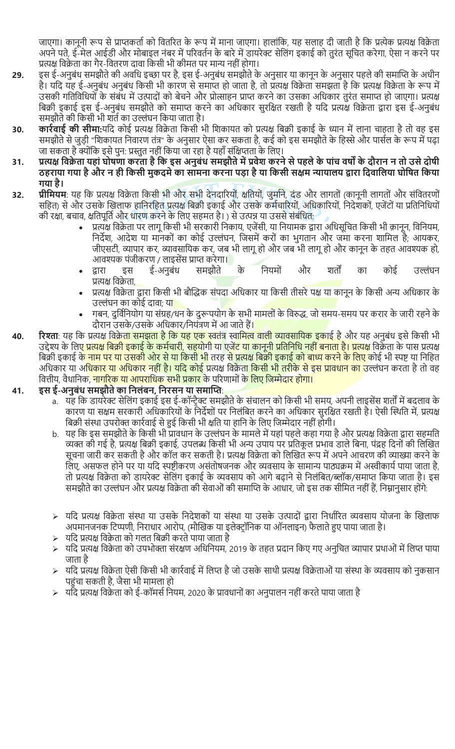जाएगा। कानूनी रूप से प्राप्तकर्ता को वितरित के रूप में माना जाएगा। हालांकि, यह सलाह दी जाती है कि प्रत्येक प्रत्यक्ष विक्रेता अपने पते, ई-मेल आईडी और मोबाइल नंबर में परिवर्तन के बारे में डायरेक्ट सेलिंग इकाई को तुरंत सूचित करेगा, ऐसा न करने पर प्रत्यक्ष विक्रेता का गैर-वितरण दावा किसी भी कीमत पर मान्य नहीं होगा।

29. इस ई-अनुबंध समझौते की अवधि इच्छा पर है, इस ई-अनुबंध समझौते के अनुसार या कानून के अनुसार पहले की समाप्ति के अधीन है। यदि यह ई-अनुबंध अनुबंध किसी भी कारण से समाप्त हो जाता है, तो प्रत्यक्ष विक्रेता समझता है कि प्रत्यक्ष विक्रेता के रूप में उसकी गतिविधियों के संबंध में उत्पादों को बेचने और प्रोत्साहन प्राप्त करने का उसका अधिकार तुरंत समाप्त हो जाएगा। प्रत्यक्ष बिक्री इकाई इस ई-अनुबंध समझौते को समाप्त करने का अधिकार सुरक्षित रखती है यदि प्रत्यक्ष विक्रेता द्वारा इस ई-अनुबंध समझौते की किसी भी शर्त का उल्लंघन किया जाता है।

30. **कार्रवाई की सीमा:** यदि कोई प्रत्यक्ष विक्रेता किसी भी शिकायत को प्रत्यक्ष बिक्री इकाई के ध्यान में लाना चाहता है तो वह इस समझौते से जुड़ी "शिकायत निवारण तंत्र" के अनुसार ऐसा कर सकता है, कई को इस समझौते के हिस्से और पार्सल के रूप में पढ़ा जा सकता है क्योंकि इसे पुन: प्रस्तुत नहीं किया जा रहा है यहाँ संक्षिप्तता के लिए।

31. **प्रत्यक्ष विक्रेता यहां घोषणा करता है कि इस अनुबंध समझौते में प्रवेश करने से पहले के पांच वर्षों के दौरान न तो उसे दोषी ठहराया गया है और न ही किसी मुकदमे का सामना करना पड़ा है या किसी सक्षम न्यायालय द्वारा दिवालिया घोषित किया गया है।**

32. **प्रीमियम**: यह कि प्रत्यक्ष विक्रेता किसी भी और सभी देनदारियों, क्षतियों, जुर्माने, दंड और लागतों (कानूनी लागतों और संवितरणों सहित) से और उसके खिलाफ हानिरहित प्रत्यक्ष बिक्री इकाई और उसके कर्मचारियों, अधिकारियों, निदेशकों, एजेंटों या प्रतिनिधियों की रक्षा, बचाव, क्षतिपूर्ति और धारण करने के लिए सहमत है। ) से उत्पन्न या उससे संबंधित:
    - प्रत्यक्ष विक्रेता पर लागू किसी भी सरकारी निकाय, एजेंसी, या नियामक द्वारा अधिसूचित किसी भी क़ानून, विनियम, निर्देश, आदेश या मानकों का कोई उल्लंघन, जिसमें करों का भुगतान और जमा करना शामिल है; आयकर, जीएसटी, व्यापार कर, व्यावसायिक कर, जब भी लागू हो और जब भी लागू हो और कानून के तहत आवश्यक हो, आवश्यक पंजीकरण / लाइसेंस प्राप्त करेगा।
    - द्वारा इस ई-अनुबंध समझौते के नियमों और शर्तों का कोई उल्लंघन प्रत्यक्ष विक्रेता,
    - प्रत्यक्ष विक्रेता द्वारा किसी भी बौद्धिक संपदा अधिकार या किसी तीसरे पक्ष या कानून के किसी अन्य अधिकार के उल्लंघन का कोई दावा; या
    - गबन, दुर्विनियोग या संग्रह/धन के दुरूपयोग के सभी मामलों के विरुद्ध, जो समय-समय पर करार के जारी रहने के दौरान उसके/उसके अधिकार/नियंत्रण में आ जाते हैं।

40. **रिश्ता**: यह कि प्रत्यक्ष विक्रेता समझता है कि यह एक स्वतंत्र स्वामित्व वाली व्यावसायिक इकाई है और यह अनुबंध इसे किसी भी उद्देश्य के लिए प्रत्यक्ष बिक्री इकाई के कर्मचारी, सहयोगी या एजेंट या कानूनी प्रतिनिधि नहीं बनाता है। प्रत्यक्ष विक्रेता के पास प्रत्यक्ष बिक्री इकाई के नाम पर या उसकी ओर से या किसी भी तरह से प्रत्यक्ष बिक्री इकाई को बाध्य करने के लिए कोई भी स्पष्ट या निहित अधिकार या अधिकार नहीं है। यदि कोई प्रत्यक्ष विक्रेता किसी भी तरीके से इस प्रावधान का उल्लंघन करता है तो वह वित्तीय, वैधानिक, नागरिक या आपराधिक सभी प्रकार के परिणामों के लिए जिम्मेदार होगा।

41. **इस ई-अनुबंध समझौते का निलंबन, निरसन या समाप्ति**:
    a. यह कि डायरेक्ट सेलिंग इकाई इस ई-कॉन्ट्रैक्ट समझौते के संचालन को किसी भी समय, अपनी लाइसेंस शर्तों में बदलाव के कारण या सक्षम सरकारी अधिकारियों के निर्देशों पर निलंबित करने का अधिकार सुरक्षित रखती है। ऐसी स्थिति में, प्रत्यक्ष बिक्री संस्था उपरोक्त कार्रवाई से हुई किसी भी क्षति या हानि के लिए जिम्मेदार नहीं होगी।
    b. यह कि इस समझौते के किसी भी प्रावधान के उल्लंघन के मामले में यहां पहले कहा गया है और प्रत्यक्ष विक्रेता द्वारा सहमति व्यक्त की गई है, प्रत्यक्ष बिक्री इकाई, उपलब्ध किसी भी अन्य उपाय पर प्रतिकूल प्रभाव डाले बिना, पंद्रह दिनों की लिखित सूचना जारी कर सकती है और कॉल कर सकती है। प्रत्यक्ष विक्रेता को लिखित रूप में अपने आचरण की व्याख्या करने के लिए, असफल होने पर या यदि स्पष्टीकरण असंतोषजनक और व्यवसाय के सामान्य पाठ्यक्रम में अस्वीकार्य पाया जाता है, तो प्रत्यक्ष विक्रेता को डायरेक्ट सेलिंग इकाई के व्यवसाय को आगे बढ़ाने से निलंबित/ब्लॉक/समाप्त किया जाता है। इस समझौते का उल्लंघन और प्रत्यक्ष विक्रेता की सेवाओं की समाप्ति के आधार, जो इस तक सीमित नहीं हैं, निम्नानुसार होंगे:

    - यदि प्रत्यक्ष विक्रेता संस्था या उसके निदेशकों या संस्था या उसके उत्पादों द्वारा निर्धारित व्यवसाय योजना के खिलाफ अपमानजनक टिप्पणी, निराधार आरोप, (मौखिक या इलेक्ट्रॉनिक या ऑनलाइन) फैलाते हुए पाया जाता है।
    - यदि प्रत्यक्ष विक्रेता को गलत बिक्री करते पाया जाता है
    - यदि प्रत्यक्ष विक्रेता को उपभोक्ता संरक्षण अधिनियम, 2019 के तहत प्रदान किए गए अनुचित व्यापार प्रथाओं में लिप्त पाया जाता है
    - यदि प्रत्यक्ष विक्रेता ऐसी किसी भी कार्रवाई में लिप्त है जो उसके साथी प्रत्यक्ष विक्रेताओं या संस्था के व्यवसाय को नुकसान पहुंचा सकती है, जैसा भी मामला हो
    - यदि प्रत्यक्ष विक्रेता को ई-कॉमर्स नियम, 2020 के प्रावधानों का अनुपालन नहीं करते पाया जाता है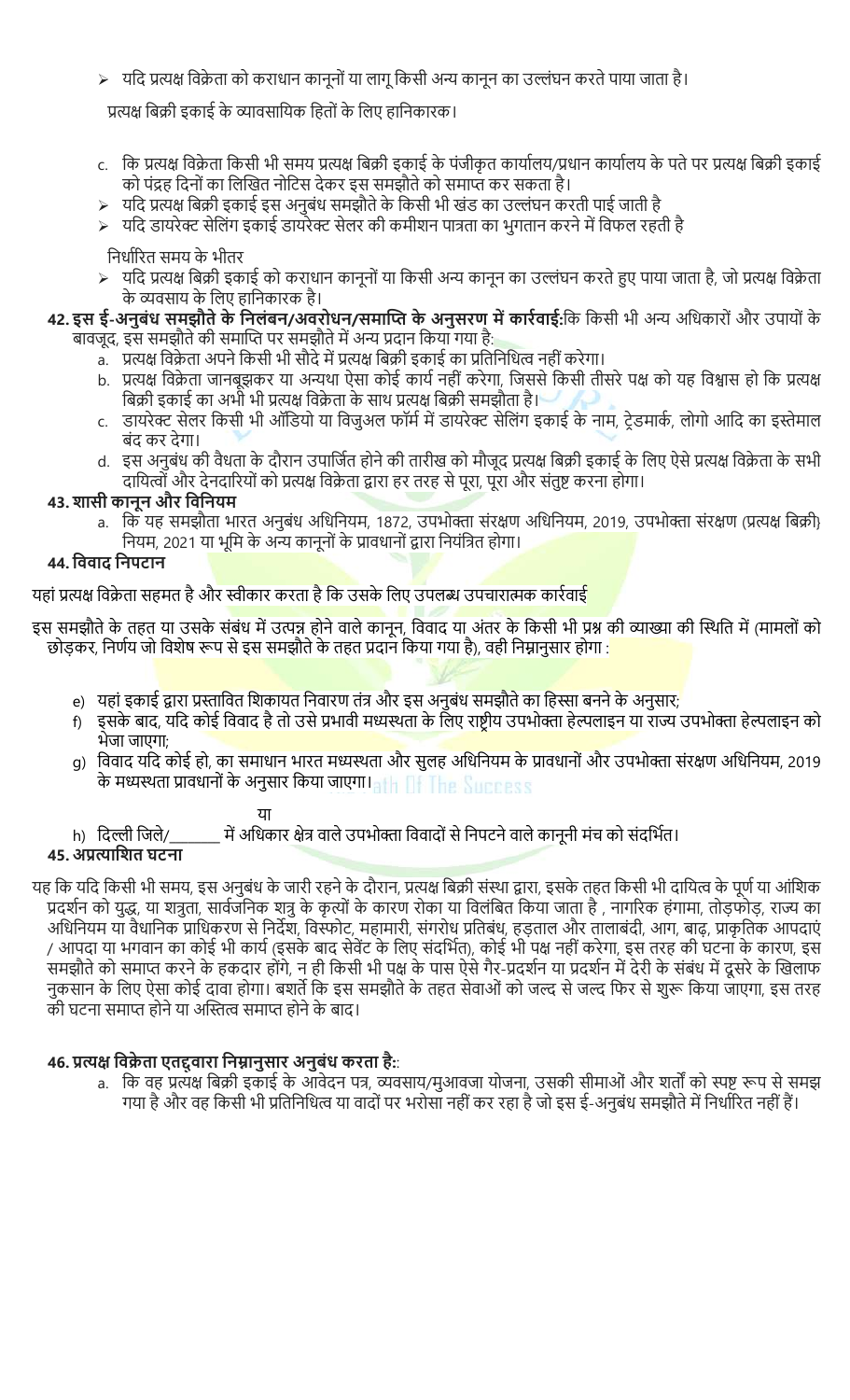- यदि प्रत्यक्ष विक्रेता को कराधान कानूनों या लागू किसी अन्य कानून का उल्लंघन करते पाया जाता है।

प्रत्यक्ष बिक्री इकाई के व्यावसायिक हितों के लिए हानिकारक।

c. कि प्रत्यक्ष विक्रेता किसी भी समय प्रत्यक्ष बिक्री इकाई के पंजीकृत कार्यालय/प्रधान कार्यालय के पते पर प्रत्यक्ष बिक्री इकाई को पंद्रह दिनों का लिखित नोटिस देकर इस समझौते को समाप्त कर सकता है।

- यदि प्रत्यक्ष बिक्री इकाई इस अनुबंध समझौते के किसी भी खंड का उल्लंघन करती पाई जाती है
- यदि डायरेक्ट सेलिंग इकाई डायरेक्ट सेलर की कमीशन पात्रता का भुगतान करने में विफल रहती है

निर्धारित समय के भीतर

- यदि प्रत्यक्ष बिक्री इकाई को कराधान कानूनों या किसी अन्य कानून का उल्लंघन करते हुए पाया जाता है, जो प्रत्यक्ष विक्रेता के व्यवसाय के लिए हानिकारक है।

**42. इस ई-अनुबंध समझौते के निलंबन/अवरोधन/समाप्ति के अनुसरण में कार्रवाई:** कि किसी भी अन्य अधिकारों और उपायों के बावजूद, इस समझौते की समाप्ति पर समझौते में अन्य प्रदान किया गया है:

a. प्रत्यक्ष विक्रेता अपने किसी भी सौदे में प्रत्यक्ष बिक्री इकाई का प्रतिनिधित्व नहीं करेगा।
b. प्रत्यक्ष विक्रेता जानबूझकर या अन्यथा ऐसा कोई कार्य नहीं करेगा, जिससे किसी तीसरे पक्ष को यह विश्वास हो कि प्रत्यक्ष बिक्री इकाई का अभी भी प्रत्यक्ष विक्रेता के साथ प्रत्यक्ष बिक्री समझौता है।
c. डायरेक्ट सेलर किसी भी ऑडियो या विजुअल फॉर्म में डायरेक्ट सेलिंग इकाई के नाम, ट्रेडमार्क, लोगो आदि का इस्तेमाल बंद कर देगा।
d. इस अनुबंध की वैधता के दौरान उपार्जित होने की तारीख को मौजूद प्रत्यक्ष बिक्री इकाई के लिए ऐसे प्रत्यक्ष विक्रेता के सभी दायित्वों और देनदारियों को प्रत्यक्ष विक्रेता द्वारा हर तरह से पूरा, पूरा और संतुष्ट करना होगा।

**43. शासी कानून और विनियम**

a. कि यह समझौता भारत अनुबंध अधिनियम, 1872, उपभोक्ता संरक्षण अधिनियम, 2019, उपभोक्ता संरक्षण (प्रत्यक्ष बिक्री) नियम, 2021 या भूमि के अन्य कानूनों के प्रावधानों द्वारा नियंत्रित होगा।

**44. विवाद निपटान**

यहां प्रत्यक्ष विक्रेता सहमत है और स्वीकार करता है कि उसके लिए उपलब्ध उपचारात्मक कार्रवाई

इस समझौते के तहत या उसके संबंध में उत्पन्न होने वाले कानून, विवाद या अंतर के किसी भी प्रश्न की व्याख्या की स्थिति में (मामलों को छोड़कर, निर्णय जो विशेष रूप से इस समझौते के तहत प्रदान किया गया है), वही निम्नानुसार होगा :

e) यहां इकाई द्वारा प्रस्तावित शिकायत निवारण तंत्र और इस अनुबंध समझौते का हिस्सा बनने के अनुसार;
f) इसके बाद, यदि कोई विवाद है तो उसे प्रभावी मध्यस्थता के लिए राष्ट्रीय उपभोक्ता हेल्पलाइन या राज्य उपभोक्ता हेल्पलाइन को भेजा जाएगा;
g) विवाद यदि कोई हो, का समाधान भारत मध्यस्थता और सुलह अधिनियम के प्रावधानों और उपभोक्ता संरक्षण अधिनियम, 2019 के मध्यस्थता प्रावधानों के अनुसार किया जाएगा।

या

h) दिल्ली जिले/_______ में अधिकार क्षेत्र वाले उपभोक्ता विवादों से निपटने वाले कानूनी मंच को संदर्भित।

**45. अप्रत्याशित घटना**

यह कि यदि किसी भी समय, इस अनुबंध के जारी रहने के दौरान, प्रत्यक्ष बिक्री संस्था द्वारा, इसके तहत किसी भी दायित्व के पूर्ण या आंशिक प्रदर्शन को युद्ध, या शत्रुता, सार्वजनिक शत्रु के कृत्यों के कारण रोका या विलंबित किया जाता है , नागरिक हंगामा, तोड़फोड़, राज्य का अधिनियम या वैधानिक प्राधिकरण से निर्देश, विस्फोट, महामारी, संगरोध प्रतिबंध, हड़ताल और तालाबंदी, आग, बाढ़, प्राकृतिक आपदाएं / आपदा या भगवान का कोई भी कार्य (इसके बाद सेवेंट के लिए संदर्भित), कोई भी पक्ष नहीं करेगा, इस तरह की घटना के कारण, इस समझौते को समाप्त करने के हकदार होंगे, न ही किसी भी पक्ष के पास ऐसे गैर-प्रदर्शन या प्रदर्शन में देरी के संबंध में दूसरे के खिलाफ नुकसान के लिए ऐसा कोई दावा होगा। बशर्ते कि इस समझौते के तहत सेवाओं को जल्द से जल्द फिर से शुरू किया जाएगा, इस तरह की घटना समाप्त होने या अस्तित्व समाप्त होने के बाद।

**46. प्रत्यक्ष विक्रेता एतद्द्वारा निम्नानुसार अनुबंध करता है::**

a. कि वह प्रत्यक्ष बिक्री इकाई के आवेदन पत्र, व्यवसाय/मुआवजा योजना, उसकी सीमाओं और शर्तों को स्पष्ट रूप से समझ गया है और वह किसी भी प्रतिनिधित्व या वादों पर भरोसा नहीं कर रहा है जो इस ई-अनुबंध समझौते में निर्धारित नहीं हैं।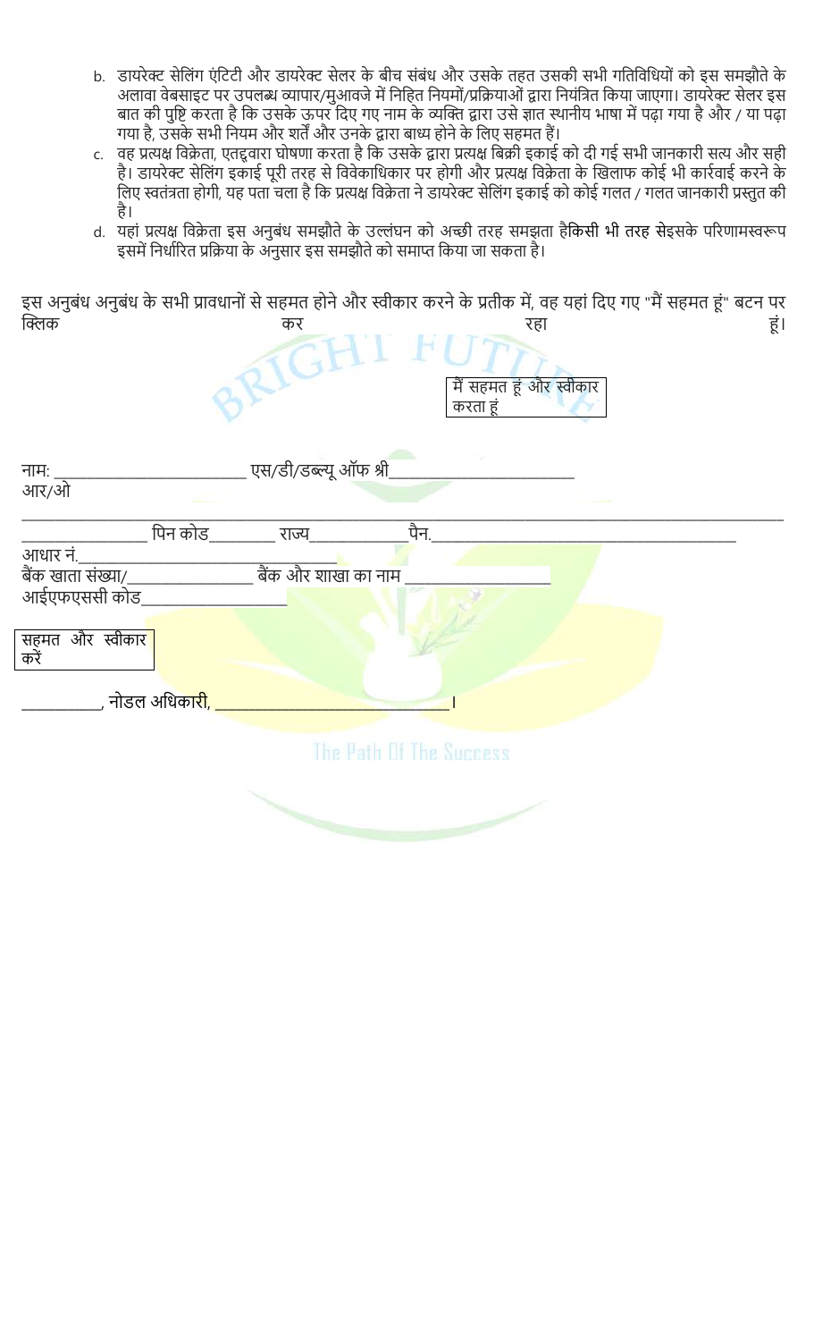b. डायरेक्ट सेलिंग एंटिटी और डायरेक्ट सेलर के बीच संबंध और उसके तहत उसकी सभी गतिविधियों को इस समझौते के अलावा वेबसाइट पर उपलब्ध व्यापार/मुआवजे में निहित नियमों/प्रक्रियाओं द्वारा नियंत्रित किया जाएगा। डायरेक्ट सेलर इस बात की पुष्टि करता है कि उसके ऊपर दिए गए नाम के व्यक्ति द्वारा उसे ज्ञात स्थानीय भाषा में पढ़ा गया है और / या पढ़ा गया है, उसके सभी नियम और शर्तें और उनके द्वारा बाध्य होने के लिए सहमत हैं।

c. वह प्रत्यक्ष विक्रेता, एतद्द्वारा घोषणा करता है कि उसके द्वारा प्रत्यक्ष बिक्री इकाई को दी गई सभी जानकारी सत्य और सही है। डायरेक्ट सेलिंग इकाई पूरी तरह से विवेकाधिकार पर होगी और प्रत्यक्ष विक्रेता के खिलाफ कोई भी कार्रवाई करने के लिए स्वतंत्रता होगी, यह पता चला है कि प्रत्यक्ष विक्रेता ने डायरेक्ट सेलिंग इकाई को कोई गलत / गलत जानकारी प्रस्तुत की है।

d. यहां प्रत्यक्ष विक्रेता इस अनुबंध समझौते के उल्लंघन को अच्छी तरह समझता है**किसी भी तरह से**इसके परिणामस्वरूप इसमें निर्धारित प्रक्रिया के अनुसार इस समझौते को समाप्त किया जा सकता है।

इस अनुबंध अनुबंध के सभी प्रावधानों से सहमत होने और स्वीकार करने के प्रतीक में, वह यहां दिए गए "मैं सहमत हूं" बटन पर क्लिक कर रहा हूं।

मैं सहमत हूं और स्वीकार करता हूं

नाम: ______________________ एस/डी/डब्ल्यू ऑफ श्री______________________
आर/ओ
______________________________________________________________________
______________ पिन कोड________ राज्य___________ पैन.____________________________________
आधार नं.______________________________
बैंक खाता संख्या/_______________ बैंक और शाखा का नाम _________________
आईएफएससी कोड_________________

सहमत और स्वीकार करें

__________, नोडल अधिकारी, ___________________________।